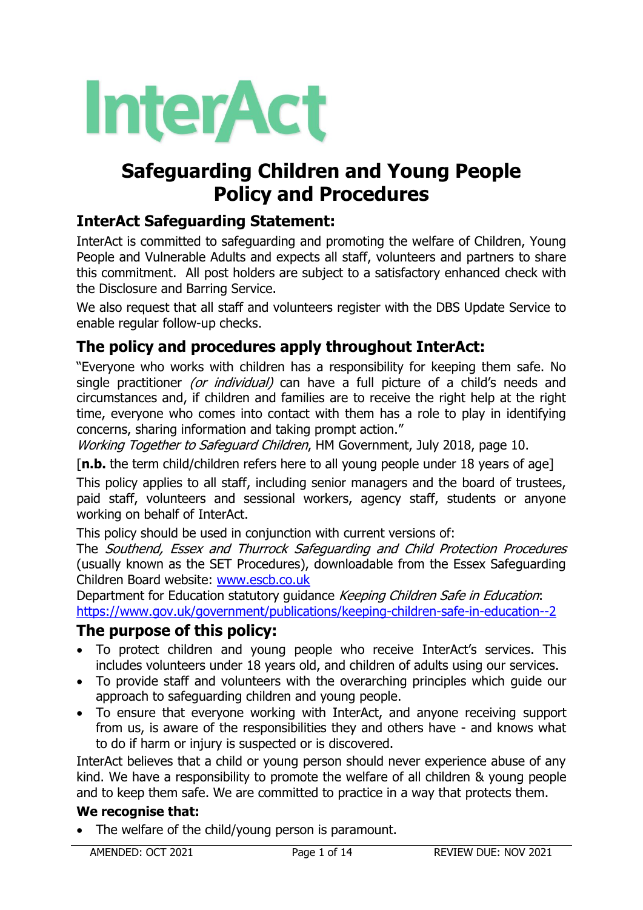# InterAct

# Safeguarding Children and Young People Policy and Procedures

## InterAct Safeguarding Statement:

InterAct is committed to safeguarding and promoting the welfare of Children, Young People and Vulnerable Adults and expects all staff, volunteers and partners to share this commitment. All post holders are subject to a satisfactory enhanced check with the Disclosure and Barring Service.

We also request that all staff and volunteers register with the DBS Update Service to enable regular follow-up checks.

## The policy and procedures apply throughout InterAct:

"Everyone who works with children has a responsibility for keeping them safe. No single practitioner *(or individual)* can have a full picture of a child's needs and circumstances and, if children and families are to receive the right help at the right time, everyone who comes into contact with them has a role to play in identifying concerns, sharing information and taking prompt action."

*Working Together to Safeguard Children*, HM Government, July 2018, page 10.

[**n.b.** the term child/children refers here to all young people under 18 years of age]

This policy applies to all staff, including senior managers and the board of trustees, paid staff, volunteers and sessional workers, agency staff, students or anyone working on behalf of InterAct.

This policy should be used in conjunction with current versions of:

The *Southend, Essex and Thurrock Safeguarding and Child Protection Procedures* (usually known as the SET Procedures), downloadable from the Essex Safeguarding Children Board website: www.escb.co.uk

Department for Education statutory guidance *Keeping Children Safe in Education*: https://www.gov.uk/government/publications/keeping-children-safe-in-education--2

## The purpose of this policy:

- To protect children and young people who receive InterAct's services. This includes volunteers under 18 years old, and children of adults using our services.
- To provide staff and volunteers with the overarching principles which guide our approach to safeguarding children and young people.
- To ensure that everyone working with InterAct, and anyone receiving support from us, is aware of the responsibilities they and others have - and knows what to do if harm or injury is suspected or is discovered.

InterAct believes that a child or young person should never experience abuse of any kind. We have a responsibility to promote the welfare of all children & young people and to keep them safe. We are committed to practice in a way that protects them.

**We recognise that:**

- The welfare of the child/young person is paramount.

AMENDED: OCT 2021 REVIEW DUE: NOV 2021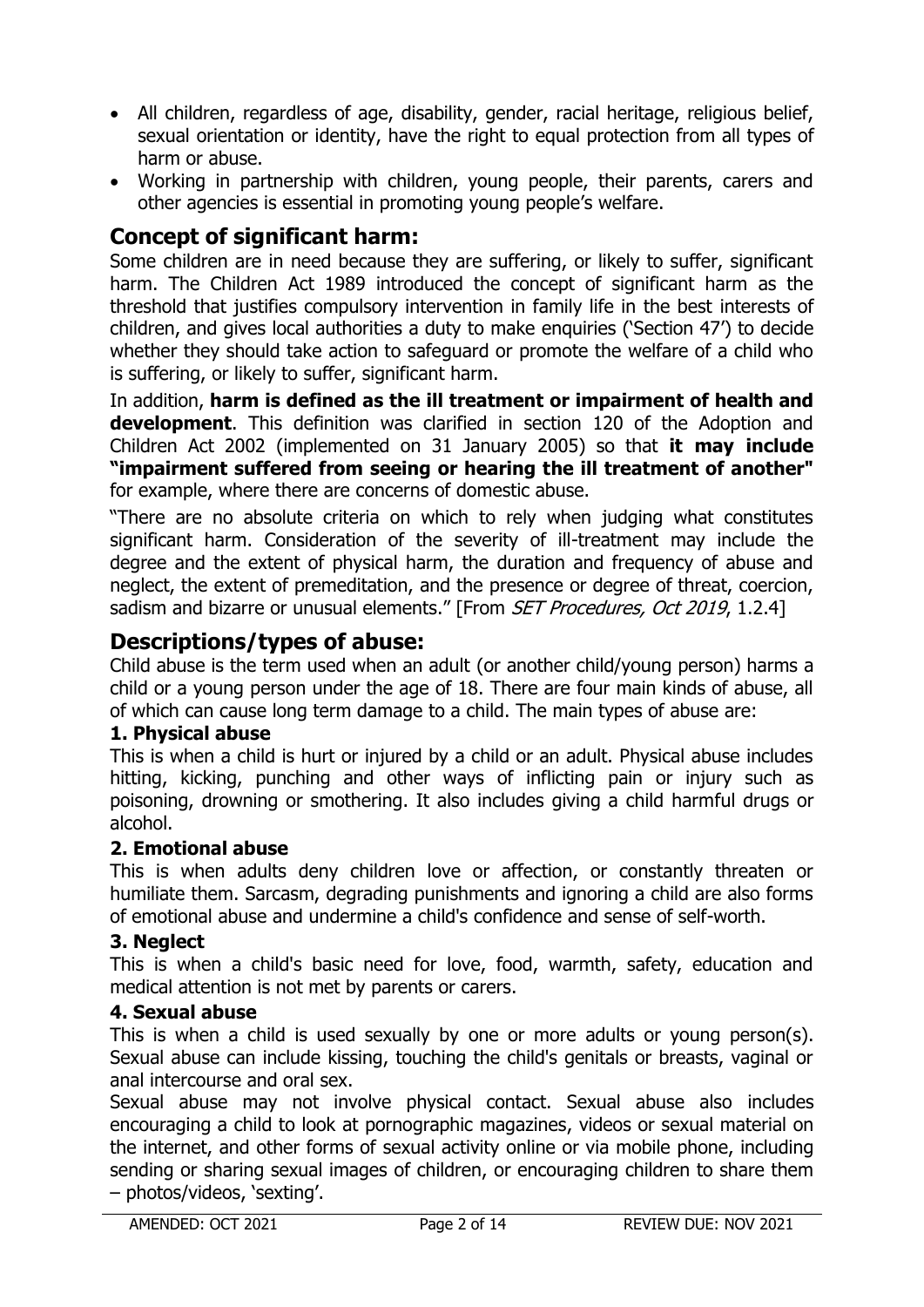- All children, regardless of age, disability, gender, racial heritage, religious belief, sexual orientation or identity, have the right to equal protection from all types of harm or abuse.
- Working in partnership with children, young people, their parents, carers and other agencies is essential in promoting young people's welfare.

## Concept of significant harm:

Some children are in need because they are suffering, or likely to suffer, significant harm. The Children Act 1989 introduced the concept of significant harm as the threshold that justifies compulsory intervention in family life in the best interests of children, and gives local authorities a duty to make enquiries ('Section 47') to decide whether they should take action to safeguard or promote the welfare of a child who is suffering, or likely to suffer, significant harm.

In addition, **harm is defined as the ill treatment or impairment of health and development**. This definition was clarified in section 120 of the Adoption and Children Act 2002 (implemented on 31 January 2005) so that **it may include "impairment suffered from seeing or hearing the ill treatment of another"** for example, where there are concerns of domestic abuse.

"There are no absolute criteria on which to rely when judging what constitutes significant harm. Consideration of the severity of ill-treatment may include the degree and the extent of physical harm, the duration and frequency of abuse and neglect, the extent of premeditation, and the presence or degree of threat, coercion, sadism and bizarre or unusual elements." [From *SET Procedures, Oct 2019*, 1.2.4]

## Descriptions/types of abuse:

Child abuse is the term used when an adult (or another child/young person) harms a child or a young person under the age of 18. There are four main kinds of abuse, all of which can cause long term damage to a child. The main types of abuse are:

### 1. Physical abuse

This is when a child is hurt or injured by a child or an adult. Physical abuse includes hitting, kicking, punching and other ways of inflicting pain or injury such as poisoning, drowning or smothering. It also includes giving a child harmful drugs or alcohol.

### 2. Emotional abuse

This is when adults deny children love or affection, or constantly threaten or humiliate them. Sarcasm, degrading punishments and ignoring a child are also forms of emotional abuse and undermine a child's confidence and sense of self-worth.

### 3. Neglect

This is when a child's basic need for love, food, warmth, safety, education and medical attention is not met by parents or carers.

### 4. Sexual abuse

This is when a child is used sexually by one or more adults or young person(s). Sexual abuse can include kissing, touching the child's genitals or breasts, vaginal or anal intercourse and oral sex.

Sexual abuse may not involve physical contact. Sexual abuse also includes encouraging a child to look at pornographic magazines, videos or sexual material on the internet, and other forms of sexual activity online or via mobile phone, including sending or sharing sexual images of children, or encouraging children to share them – photos/videos, 'sexting'.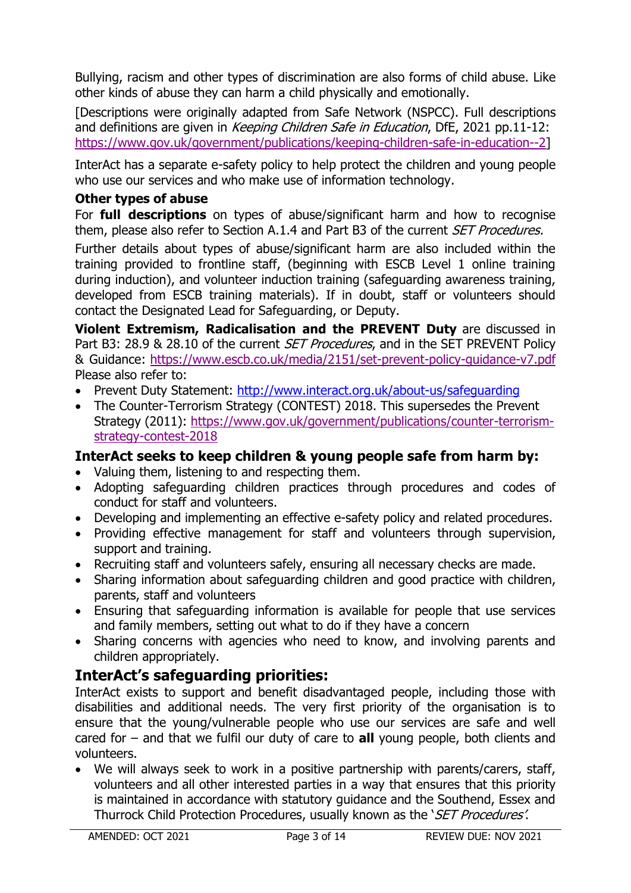Bullying, racism and other types of discrimination are also forms of child abuse. Like other kinds of abuse they can harm a child physically and emotionally.

[Descriptions were originally adapted from Safe Network (NSPCC). Full descriptions and definitions are given in *Keeping Children Safe in Education*, DfE, 2021 pp.11-12: https://www.gov.uk/government/publications/keeping-children-safe-in-education--2]

InterAct has a separate e-safety policy to help protect the children and young people who use our services and who make use of information technology.

**Other types of abuse**

For **full descriptions** on types of abuse/significant harm and how to recognise them, please also refer to Section A.1.4 and Part B3 of the current *SET Procedures.*

Further details about types of abuse/significant harm are also included within the training provided to frontline staff, (beginning with ESCB Level 1 online training during induction), and volunteer induction training (safeguarding awareness training, developed from ESCB training materials). If in doubt, staff or volunteers should contact the Designated Lead for Safeguarding, or Deputy.

**Violent Extremism, Radicalisation and the PREVENT Duty** are discussed in Part B3: 28.9 & 28.10 of the current *SET Procedures*, and in the SET PREVENT Policy & Guidance: https://www.escb.co.uk/media/2151/set-prevent-policy-guidance-v7.pdf
Please also refer to:

- Prevent Duty Statement: http://www.interact.org.uk/about-us/safeguarding
- The Counter-Terrorism Strategy (CONTEST) 2018. This supersedes the Prevent Strategy (2011): https://www.gov.uk/government/publications/counter-terrorism-strategy-contest-2018

### InterAct seeks to keep children & young people safe from harm by:

- Valuing them, listening to and respecting them.
- Adopting safeguarding children practices through procedures and codes of conduct for staff and volunteers.
- Developing and implementing an effective e-safety policy and related procedures.
- Providing effective management for staff and volunteers through supervision, support and training.
- Recruiting staff and volunteers safely, ensuring all necessary checks are made.
- Sharing information about safeguarding children and good practice with children, parents, staff and volunteers
- Ensuring that safeguarding information is available for people that use services and family members, setting out what to do if they have a concern
- Sharing concerns with agencies who need to know, and involving parents and children appropriately.

## InterAct's safeguarding priorities:

InterAct exists to support and benefit disadvantaged people, including those with disabilities and additional needs. The very first priority of the organisation is to ensure that the young/vulnerable people who use our services are safe and well cared for – and that we fulfil our duty of care to **all** young people, both clients and volunteers.

- We will always seek to work in a positive partnership with parents/carers, staff, volunteers and all other interested parties in a way that ensures that this priority is maintained in accordance with statutory guidance and the Southend, Essex and Thurrock Child Protection Procedures, usually known as the '*SET Procedures*'.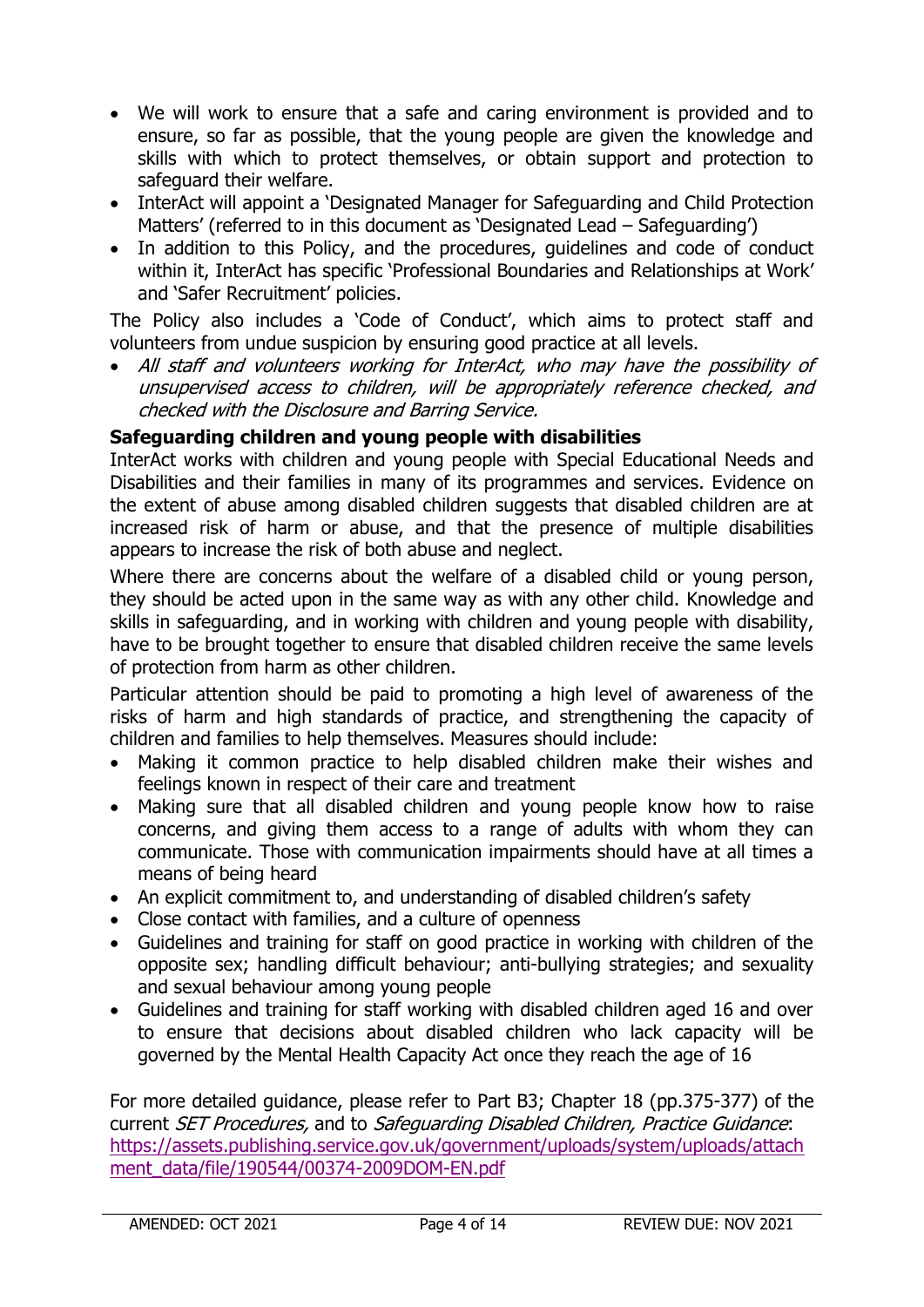- We will work to ensure that a safe and caring environment is provided and to ensure, so far as possible, that the young people are given the knowledge and skills with which to protect themselves, or obtain support and protection to safeguard their welfare.
- InterAct will appoint a 'Designated Manager for Safeguarding and Child Protection Matters' (referred to in this document as 'Designated Lead – Safeguarding')
- In addition to this Policy, and the procedures, guidelines and code of conduct within it, InterAct has specific 'Professional Boundaries and Relationships at Work' and 'Safer Recruitment' policies.

The Policy also includes a 'Code of Conduct', which aims to protect staff and volunteers from undue suspicion by ensuring good practice at all levels.

- *All staff and volunteers working for InterAct, who may have the possibility of unsupervised access to children, will be appropriately reference checked, and checked with the Disclosure and Barring Service.*

**Safeguarding children and young people with disabilities**

InterAct works with children and young people with Special Educational Needs and Disabilities and their families in many of its programmes and services. Evidence on the extent of abuse among disabled children suggests that disabled children are at increased risk of harm or abuse, and that the presence of multiple disabilities appears to increase the risk of both abuse and neglect.

Where there are concerns about the welfare of a disabled child or young person, they should be acted upon in the same way as with any other child. Knowledge and skills in safeguarding, and in working with children and young people with disability, have to be brought together to ensure that disabled children receive the same levels of protection from harm as other children.

Particular attention should be paid to promoting a high level of awareness of the risks of harm and high standards of practice, and strengthening the capacity of children and families to help themselves. Measures should include:

- Making it common practice to help disabled children make their wishes and feelings known in respect of their care and treatment
- Making sure that all disabled children and young people know how to raise concerns, and giving them access to a range of adults with whom they can communicate. Those with communication impairments should have at all times a means of being heard
- An explicit commitment to, and understanding of disabled children's safety
- Close contact with families, and a culture of openness
- Guidelines and training for staff on good practice in working with children of the opposite sex; handling difficult behaviour; anti-bullying strategies; and sexuality and sexual behaviour among young people
- Guidelines and training for staff working with disabled children aged 16 and over to ensure that decisions about disabled children who lack capacity will be governed by the Mental Health Capacity Act once they reach the age of 16

For more detailed guidance, please refer to Part B3; Chapter 18 (pp.375-377) of the current *SET Procedures,* and to *Safeguarding Disabled Children, Practice Guidance*: [https://assets.publishing.service.gov.uk/government/uploads/system/uploads/attachment_data/file/190544/00374-2009DOM-EN.pdf](https://assets.publishing.service.gov.uk/government/uploads/system/uploads/attachment_data/file/190544/00374-2009DOM-EN.pdf)

AMENDED: OCT 2021 REVIEW DUE: NOV 2021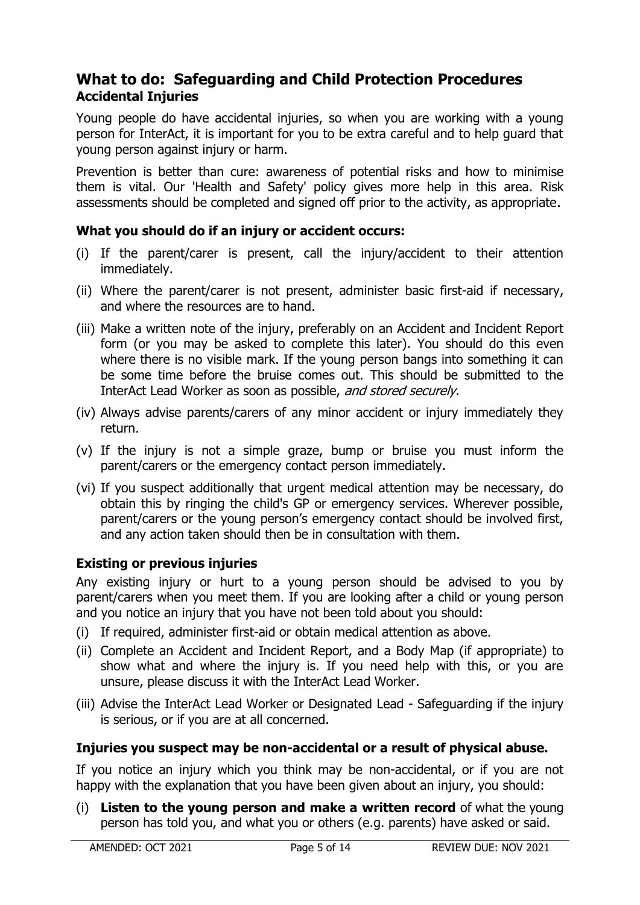## What to do: Safeguarding and Child Protection Procedures

### Accidental Injuries

Young people do have accidental injuries, so when you are working with a young person for InterAct, it is important for you to be extra careful and to help guard that young person against injury or harm.

Prevention is better than cure: awareness of potential risks and how to minimise them is vital. Our 'Health and Safety' policy gives more help in this area. Risk assessments should be completed and signed off prior to the activity, as appropriate.

#### What you should do if an injury or accident occurs:

(i) If the parent/carer is present, call the injury/accident to their attention immediately.

(ii) Where the parent/carer is not present, administer basic first-aid if necessary, and where the resources are to hand.

(iii) Make a written note of the injury, preferably on an Accident and Incident Report form (or you may be asked to complete this later). You should do this even where there is no visible mark. If the young person bangs into something it can be some time before the bruise comes out. This should be submitted to the InterAct Lead Worker as soon as possible, *and stored securely*.

(iv) Always advise parents/carers of any minor accident or injury immediately they return.

(v) If the injury is not a simple graze, bump or bruise you must inform the parent/carers or the emergency contact person immediately.

(vi) If you suspect additionally that urgent medical attention may be necessary, do obtain this by ringing the child's GP or emergency services. Wherever possible, parent/carers or the young person's emergency contact should be involved first, and any action taken should then be in consultation with them.

#### Existing or previous injuries

Any existing injury or hurt to a young person should be advised to you by parent/carers when you meet them. If you are looking after a child or young person and you notice an injury that you have not been told about you should:

(i) If required, administer first-aid or obtain medical attention as above.

(ii) Complete an Accident and Incident Report, and a Body Map (if appropriate) to show what and where the injury is. If you need help with this, or you are unsure, please discuss it with the InterAct Lead Worker.

(iii) Advise the InterAct Lead Worker or Designated Lead - Safeguarding if the injury is serious, or if you are at all concerned.

#### Injuries you suspect may be non-accidental or a result of physical abuse.

If you notice an injury which you think may be non-accidental, or if you are not happy with the explanation that you have been given about an injury, you should:

(i) **Listen to the young person and make a written record** of what the young person has told you, and what you or others (e.g. parents) have asked or said.

AMENDED: OCT 2021 REVIEW DUE: NOV 2021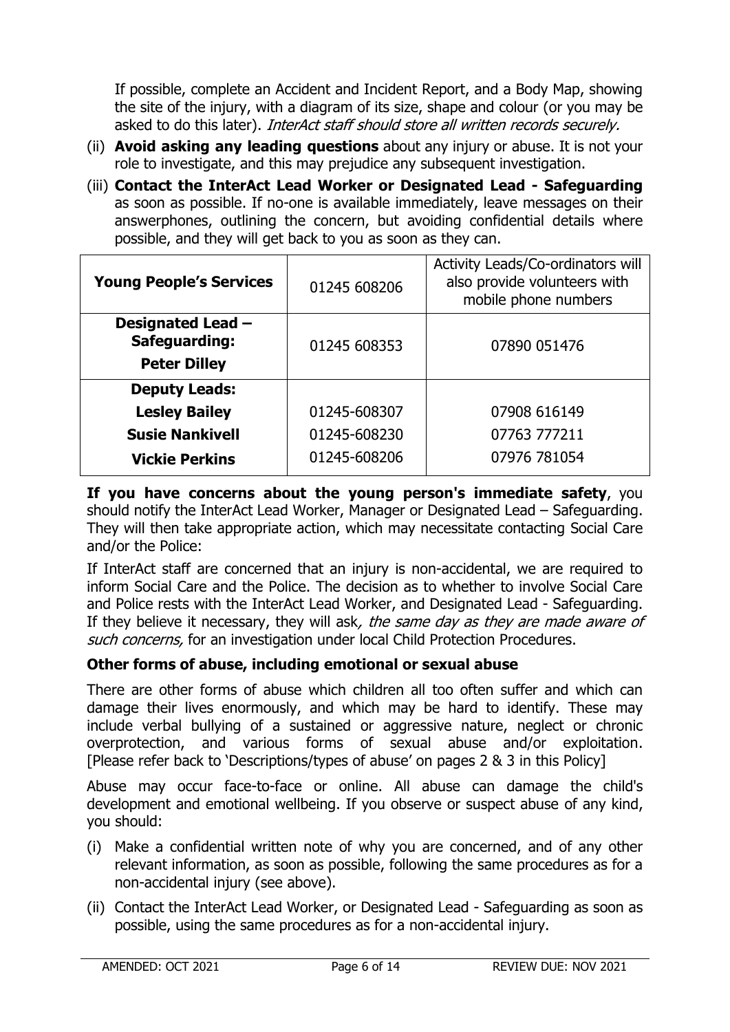If possible, complete an Accident and Incident Report, and a Body Map, showing the site of the injury, with a diagram of its size, shape and colour (or you may be asked to do this later). *InterAct staff should store all written records securely.*

(ii) **Avoid asking any leading questions** about any injury or abuse. It is not your role to investigate, and this may prejudice any subsequent investigation.

(iii) **Contact the InterAct Lead Worker or Designated Lead - Safeguarding** as soon as possible. If no-one is available immediately, leave messages on their answerphones, outlining the concern, but avoiding confidential details where possible, and they will get back to you as soon as they can.

| **Young People's Services** | 01245 608206 | Activity Leads/Co-ordinators will also provide volunteers with mobile phone numbers |
|---|---|---|
| **Designated Lead – Safeguarding: Peter Dilley** | 01245 608353 | 07890 051476 |
| **Deputy Leads:** | | |
| **Lesley Bailey** | 01245-608307 | 07908 616149 |
| **Susie Nankivell** | 01245-608230 | 07763 777211 |
| **Vickie Perkins** | 01245-608206 | 07976 781054 |

**If you have concerns about the young person's immediate safety**, you should notify the InterAct Lead Worker, Manager or Designated Lead – Safeguarding. They will then take appropriate action, which may necessitate contacting Social Care and/or the Police:

If InterAct staff are concerned that an injury is non-accidental, we are required to inform Social Care and the Police. The decision as to whether to involve Social Care and Police rests with the InterAct Lead Worker, and Designated Lead - Safeguarding. If they believe it necessary, they will ask*, the same day as they are made aware of such concerns,* for an investigation under local Child Protection Procedures.

### Other forms of abuse, including emotional or sexual abuse

There are other forms of abuse which children all too often suffer and which can damage their lives enormously, and which may be hard to identify. These may include verbal bullying of a sustained or aggressive nature, neglect or chronic overprotection, and various forms of sexual abuse and/or exploitation. [Please refer back to 'Descriptions/types of abuse' on pages 2 & 3 in this Policy]

Abuse may occur face-to-face or online. All abuse can damage the child's development and emotional wellbeing. If you observe or suspect abuse of any kind, you should:

(i) Make a confidential written note of why you are concerned, and of any other relevant information, as soon as possible, following the same procedures as for a non-accidental injury (see above).

(ii) Contact the InterAct Lead Worker, or Designated Lead - Safeguarding as soon as possible, using the same procedures as for a non-accidental injury.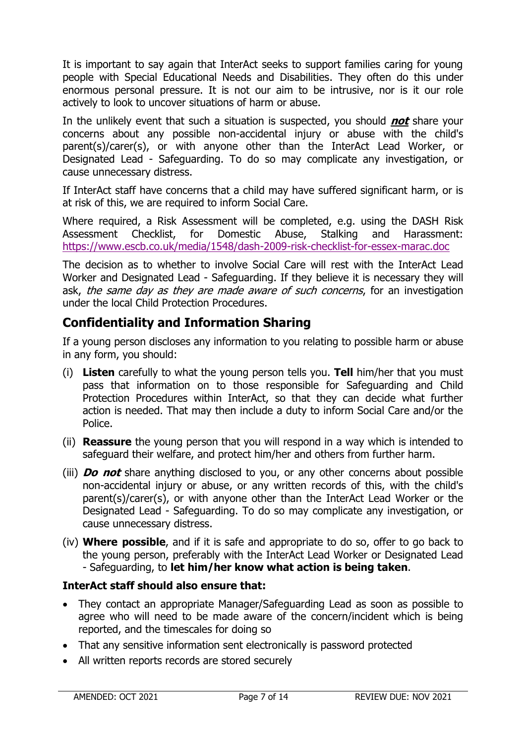It is important to say again that InterAct seeks to support families caring for young people with Special Educational Needs and Disabilities. They often do this under enormous personal pressure. It is not our aim to be intrusive, nor is it our role actively to look to uncover situations of harm or abuse.

In the unlikely event that such a situation is suspected, you should ***not*** share your concerns about any possible non-accidental injury or abuse with the child's parent(s)/carer(s), or with anyone other than the InterAct Lead Worker, or Designated Lead - Safeguarding. To do so may complicate any investigation, or cause unnecessary distress.

If InterAct staff have concerns that a child may have suffered significant harm, or is at risk of this, we are required to inform Social Care.

Where required, a Risk Assessment will be completed, e.g. using the DASH Risk Assessment Checklist, for Domestic Abuse, Stalking and Harassment: https://www.escb.co.uk/media/1548/dash-2009-risk-checklist-for-essex-marac.doc

The decision as to whether to involve Social Care will rest with the InterAct Lead Worker and Designated Lead - Safeguarding. If they believe it is necessary they will ask, *the same day as they are made aware of such concerns*, for an investigation under the local Child Protection Procedures.

## Confidentiality and Information Sharing

If a young person discloses any information to you relating to possible harm or abuse in any form, you should:

(i) **Listen** carefully to what the young person tells you. **Tell** him/her that you must pass that information on to those responsible for Safeguarding and Child Protection Procedures within InterAct, so that they can decide what further action is needed. That may then include a duty to inform Social Care and/or the Police.

(ii) **Reassure** the young person that you will respond in a way which is intended to safeguard their welfare, and protect him/her and others from further harm.

(iii) ***Do not*** share anything disclosed to you, or any other concerns about possible non-accidental injury or abuse, or any written records of this, with the child's parent(s)/carer(s), or with anyone other than the InterAct Lead Worker or the Designated Lead - Safeguarding. To do so may complicate any investigation, or cause unnecessary distress.

(iv) **Where possible**, and if it is safe and appropriate to do so, offer to go back to the young person, preferably with the InterAct Lead Worker or Designated Lead - Safeguarding, to **let him/her know what action is being taken**.

**InterAct staff should also ensure that:**

- They contact an appropriate Manager/Safeguarding Lead as soon as possible to agree who will need to be made aware of the concern/incident which is being reported, and the timescales for doing so
- That any sensitive information sent electronically is password protected
- All written reports records are stored securely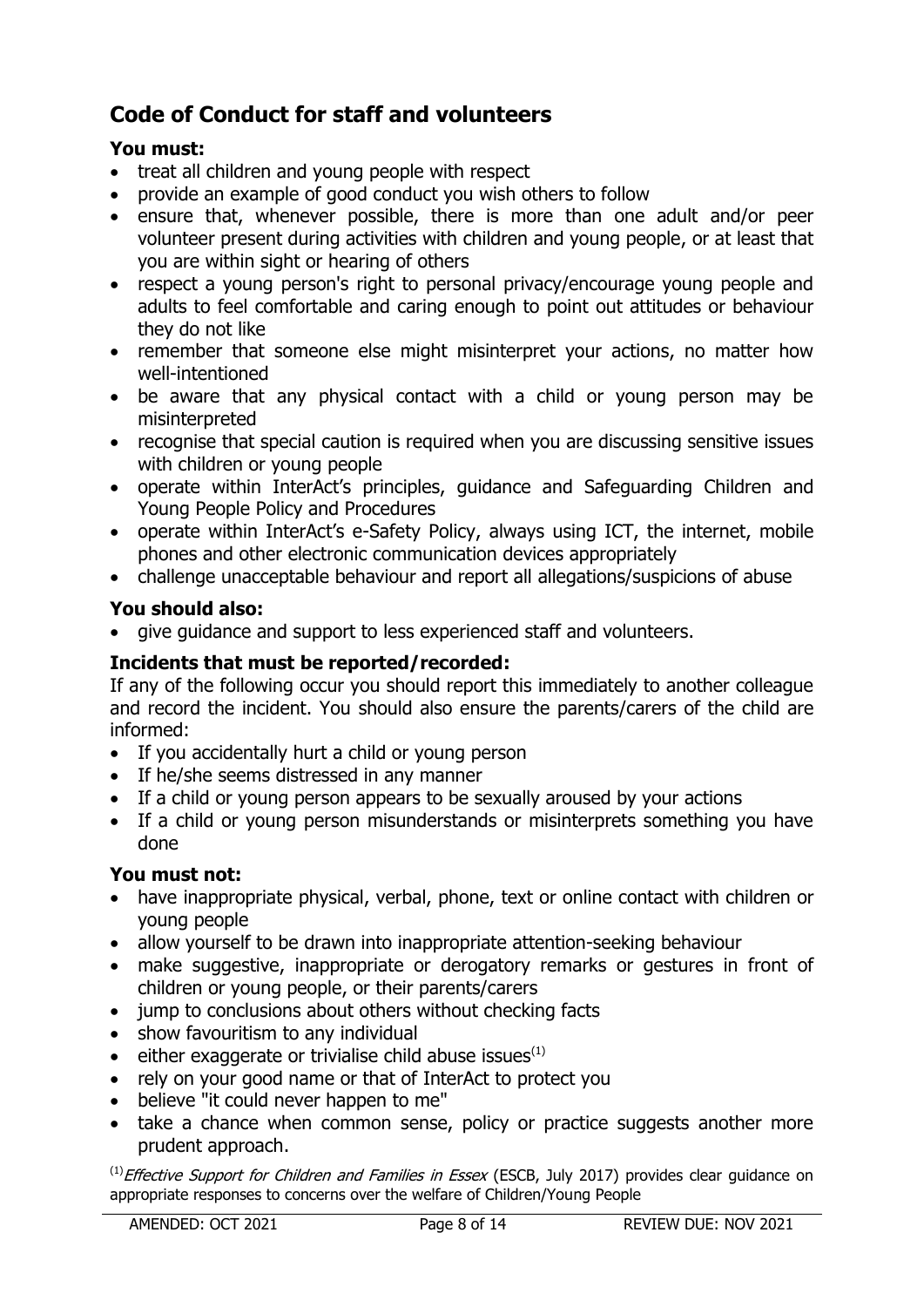## Code of Conduct for staff and volunteers

### You must:

- treat all children and young people with respect
- provide an example of good conduct you wish others to follow
- ensure that, whenever possible, there is more than one adult and/or peer volunteer present during activities with children and young people, or at least that you are within sight or hearing of others
- respect a young person's right to personal privacy/encourage young people and adults to feel comfortable and caring enough to point out attitudes or behaviour they do not like
- remember that someone else might misinterpret your actions, no matter how well-intentioned
- be aware that any physical contact with a child or young person may be misinterpreted
- recognise that special caution is required when you are discussing sensitive issues with children or young people
- operate within InterAct's principles, guidance and Safeguarding Children and Young People Policy and Procedures
- operate within InterAct's e-Safety Policy, always using ICT, the internet, mobile phones and other electronic communication devices appropriately
- challenge unacceptable behaviour and report all allegations/suspicions of abuse

### You should also:

- give guidance and support to less experienced staff and volunteers.

### Incidents that must be reported/recorded:

If any of the following occur you should report this immediately to another colleague and record the incident. You should also ensure the parents/carers of the child are informed:

- If you accidentally hurt a child or young person
- If he/she seems distressed in any manner
- If a child or young person appears to be sexually aroused by your actions
- If a child or young person misunderstands or misinterprets something you have done

### You must not:

- have inappropriate physical, verbal, phone, text or online contact with children or young people
- allow yourself to be drawn into inappropriate attention-seeking behaviour
- make suggestive, inappropriate or derogatory remarks or gestures in front of children or young people, or their parents/carers
- jump to conclusions about others without checking facts
- show favouritism to any individual
- either exaggerate or trivialise child abuse issues[1]
- rely on your good name or that of InterAct to protect you
- believe "it could never happen to me"
- take a chance when common sense, policy or practice suggests another more prudent approach.

[1] *Effective Support for Children and Families in Essex* (ESCB, July 2017) provides clear guidance on appropriate responses to concerns over the welfare of Children/Young People

AMENDED: OCT 2021 REVIEW DUE: NOV 2021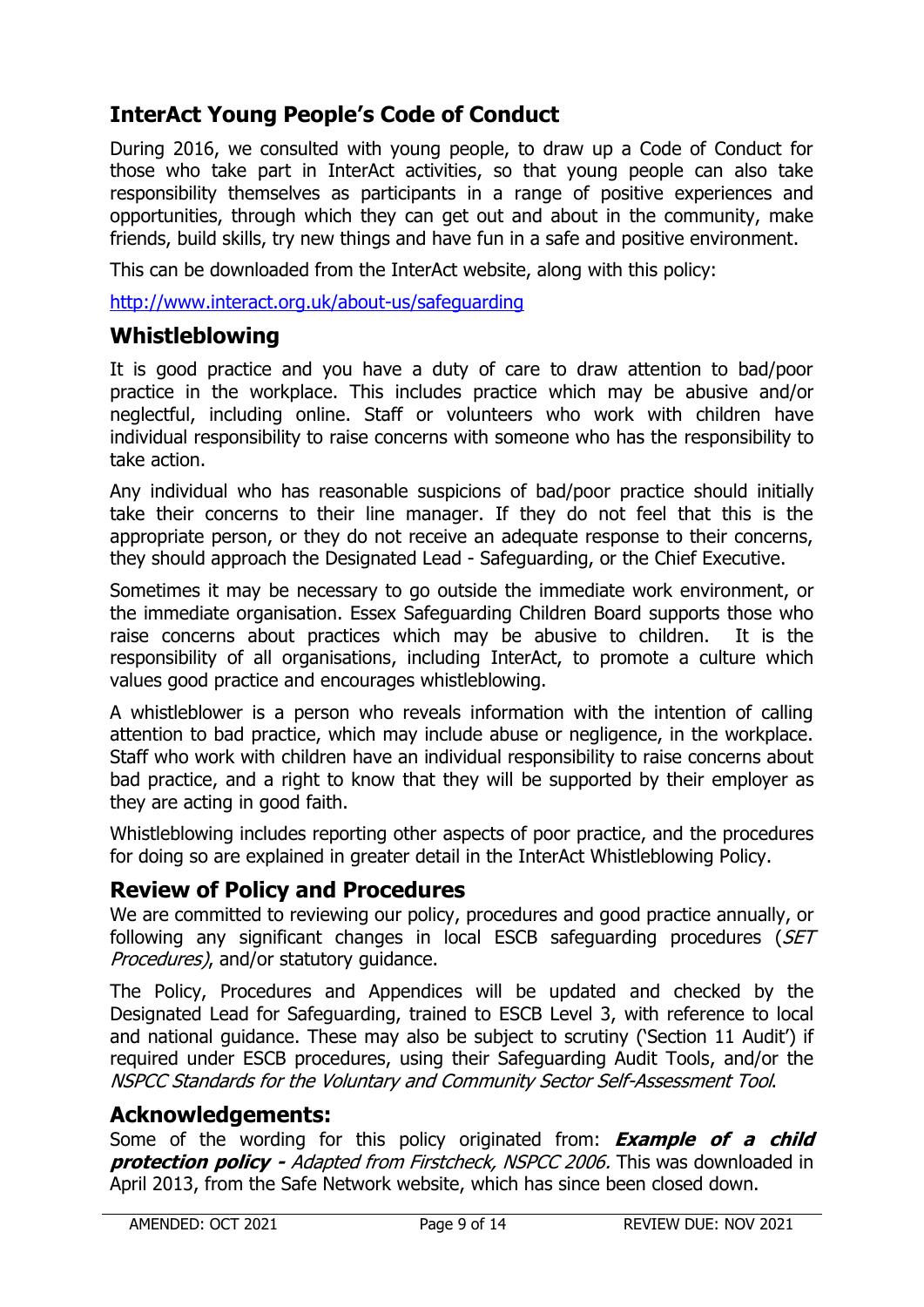## InterAct Young People's Code of Conduct

During 2016, we consulted with young people, to draw up a Code of Conduct for those who take part in InterAct activities, so that young people can also take responsibility themselves as participants in a range of positive experiences and opportunities, through which they can get out and about in the community, make friends, build skills, try new things and have fun in a safe and positive environment.

This can be downloaded from the InterAct website, along with this policy:

http://www.interact.org.uk/about-us/safeguarding

## Whistleblowing

It is good practice and you have a duty of care to draw attention to bad/poor practice in the workplace. This includes practice which may be abusive and/or neglectful, including online. Staff or volunteers who work with children have individual responsibility to raise concerns with someone who has the responsibility to take action.

Any individual who has reasonable suspicions of bad/poor practice should initially take their concerns to their line manager. If they do not feel that this is the appropriate person, or they do not receive an adequate response to their concerns, they should approach the Designated Lead - Safeguarding, or the Chief Executive.

Sometimes it may be necessary to go outside the immediate work environment, or the immediate organisation. Essex Safeguarding Children Board supports those who raise concerns about practices which may be abusive to children. It is the responsibility of all organisations, including InterAct, to promote a culture which values good practice and encourages whistleblowing.

A whistleblower is a person who reveals information with the intention of calling attention to bad practice, which may include abuse or negligence, in the workplace. Staff who work with children have an individual responsibility to raise concerns about bad practice, and a right to know that they will be supported by their employer as they are acting in good faith.

Whistleblowing includes reporting other aspects of poor practice, and the procedures for doing so are explained in greater detail in the InterAct Whistleblowing Policy.

## Review of Policy and Procedures

We are committed to reviewing our policy, procedures and good practice annually, or following any significant changes in local ESCB safeguarding procedures (*SET Procedures)*, and/or statutory guidance.

The Policy, Procedures and Appendices will be updated and checked by the Designated Lead for Safeguarding, trained to ESCB Level 3, with reference to local and national guidance. These may also be subject to scrutiny ('Section 11 Audit') if required under ESCB procedures, using their Safeguarding Audit Tools, and/or the *NSPCC Standards for the Voluntary and Community Sector Self-Assessment Tool*.

## Acknowledgements:

Some of the wording for this policy originated from: ***Example of a child protection policy -*** *Adapted from Firstcheck, NSPCC 2006.* This was downloaded in April 2013, from the Safe Network website, which has since been closed down.

AMENDED: OCT 2021 | REVIEW DUE: NOV 2021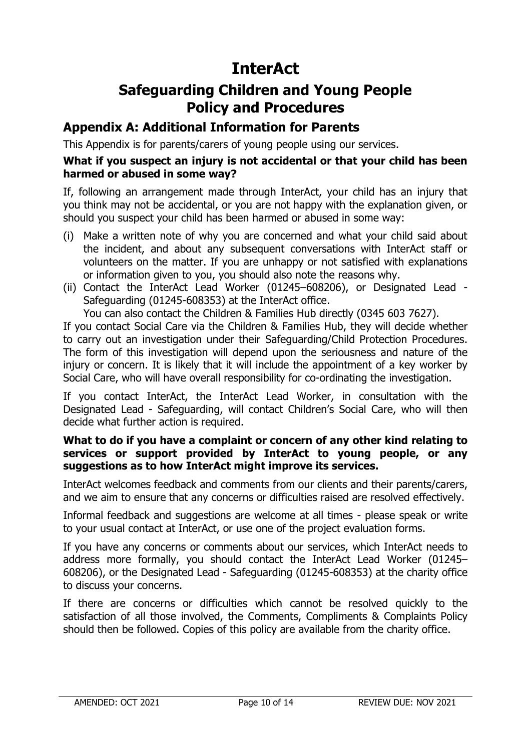# InterAct

## Safeguarding Children and Young People Policy and Procedures

## Appendix A: Additional Information for Parents

This Appendix is for parents/carers of young people using our services.

**What if you suspect an injury is not accidental or that your child has been harmed or abused in some way?**

If, following an arrangement made through InterAct, your child has an injury that you think may not be accidental, or you are not happy with the explanation given, or should you suspect your child has been harmed or abused in some way:

(i) Make a written note of why you are concerned and what your child said about the incident, and about any subsequent conversations with InterAct staff or volunteers on the matter. If you are unhappy or not satisfied with explanations or information given to you, you should also note the reasons why.

(ii) Contact the InterAct Lead Worker (01245–608206), or Designated Lead - Safeguarding (01245-608353) at the InterAct office.
You can also contact the Children & Families Hub directly (0345 603 7627).

If you contact Social Care via the Children & Families Hub, they will decide whether to carry out an investigation under their Safeguarding/Child Protection Procedures. The form of this investigation will depend upon the seriousness and nature of the injury or concern. It is likely that it will include the appointment of a key worker by Social Care, who will have overall responsibility for co-ordinating the investigation.

If you contact InterAct, the InterAct Lead Worker, in consultation with the Designated Lead - Safeguarding, will contact Children's Social Care, who will then decide what further action is required.

**What to do if you have a complaint or concern of any other kind relating to services or support provided by InterAct to young people, or any suggestions as to how InterAct might improve its services.**

InterAct welcomes feedback and comments from our clients and their parents/carers, and we aim to ensure that any concerns or difficulties raised are resolved effectively.

Informal feedback and suggestions are welcome at all times - please speak or write to your usual contact at InterAct, or use one of the project evaluation forms.

If you have any concerns or comments about our services, which InterAct needs to address more formally, you should contact the InterAct Lead Worker (01245–608206), or the Designated Lead - Safeguarding (01245-608353) at the charity office to discuss your concerns.

If there are concerns or difficulties which cannot be resolved quickly to the satisfaction of all those involved, the Comments, Compliments & Complaints Policy should then be followed. Copies of this policy are available from the charity office.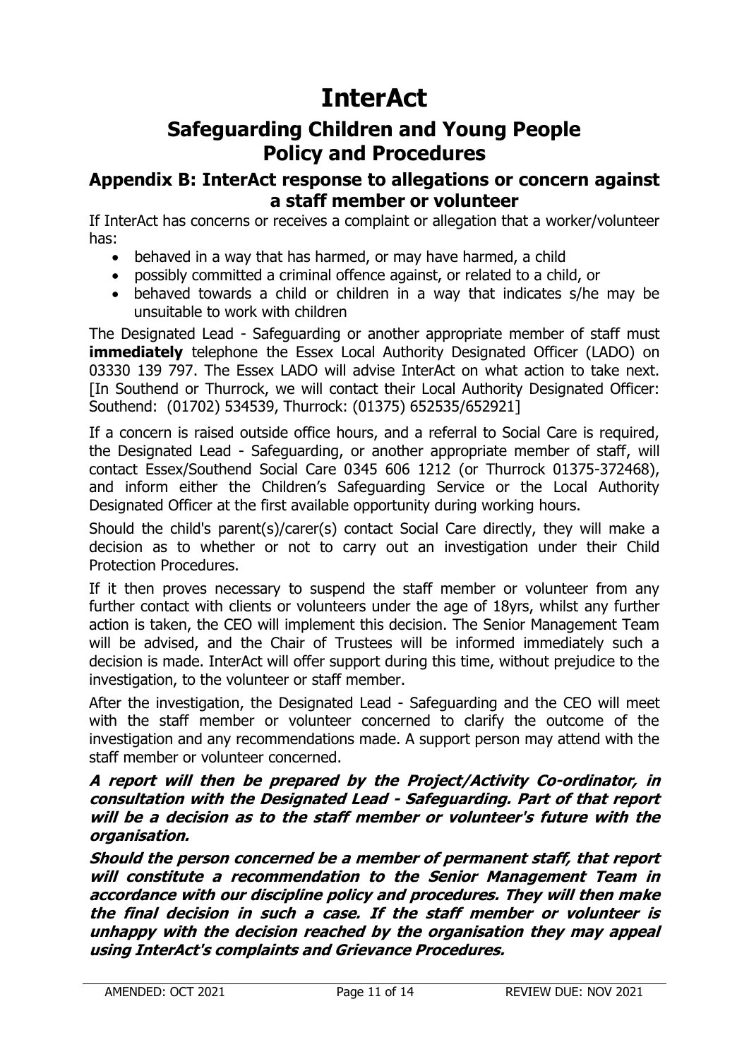# InterAct

## Safeguarding Children and Young People Policy and Procedures

### Appendix B: InterAct response to allegations or concern against a staff member or volunteer

If InterAct has concerns or receives a complaint or allegation that a worker/volunteer has:

- behaved in a way that has harmed, or may have harmed, a child
- possibly committed a criminal offence against, or related to a child, or
- behaved towards a child or children in a way that indicates s/he may be unsuitable to work with children

The Designated Lead - Safeguarding or another appropriate member of staff must **immediately** telephone the Essex Local Authority Designated Officer (LADO) on 03330 139 797. The Essex LADO will advise InterAct on what action to take next. [In Southend or Thurrock, we will contact their Local Authority Designated Officer: Southend: (01702) 534539, Thurrock: (01375) 652535/652921]

If a concern is raised outside office hours, and a referral to Social Care is required, the Designated Lead - Safeguarding, or another appropriate member of staff, will contact Essex/Southend Social Care 0345 606 1212 (or Thurrock 01375-372468), and inform either the Children's Safeguarding Service or the Local Authority Designated Officer at the first available opportunity during working hours.

Should the child's parent(s)/carer(s) contact Social Care directly, they will make a decision as to whether or not to carry out an investigation under their Child Protection Procedures.

If it then proves necessary to suspend the staff member or volunteer from any further contact with clients or volunteers under the age of 18yrs, whilst any further action is taken, the CEO will implement this decision. The Senior Management Team will be advised, and the Chair of Trustees will be informed immediately such a decision is made. InterAct will offer support during this time, without prejudice to the investigation, to the volunteer or staff member.

After the investigation, the Designated Lead - Safeguarding and the CEO will meet with the staff member or volunteer concerned to clarify the outcome of the investigation and any recommendations made. A support person may attend with the staff member or volunteer concerned.

***A report will then be prepared by the Project/Activity Co-ordinator, in consultation with the Designated Lead - Safeguarding. Part of that report will be a decision as to the staff member or volunteer's future with the organisation.***

***Should the person concerned be a member of permanent staff, that report will constitute a recommendation to the Senior Management Team in accordance with our discipline policy and procedures. They will then make the final decision in such a case. If the staff member or volunteer is unhappy with the decision reached by the organisation they may appeal using InterAct's complaints and Grievance Procedures.***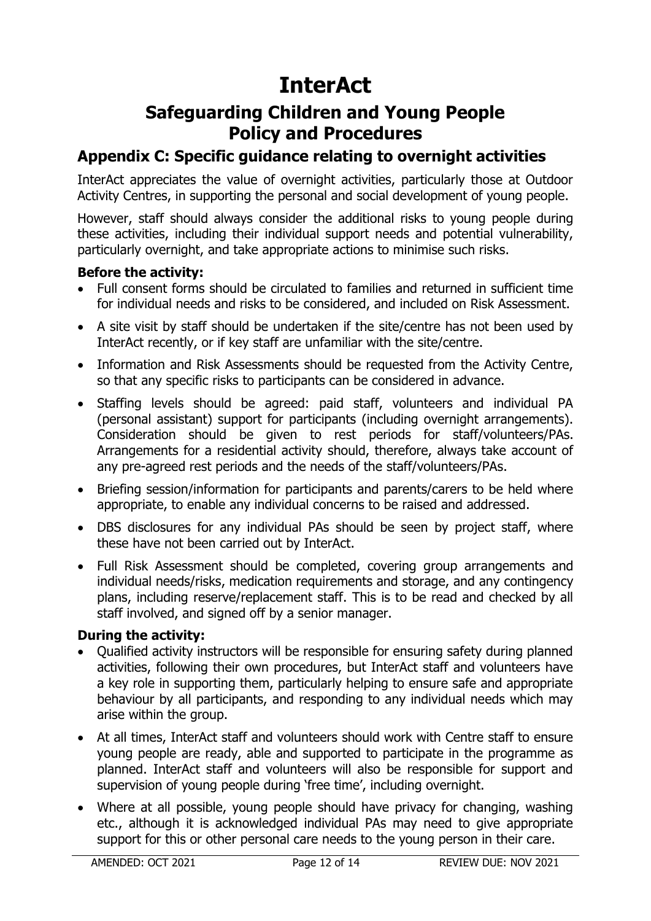# InterAct

## Safeguarding Children and Young People Policy and Procedures

## Appendix C: Specific guidance relating to overnight activities

InterAct appreciates the value of overnight activities, particularly those at Outdoor Activity Centres, in supporting the personal and social development of young people.

However, staff should always consider the additional risks to young people during these activities, including their individual support needs and potential vulnerability, particularly overnight, and take appropriate actions to minimise such risks.

**Before the activity:**

- Full consent forms should be circulated to families and returned in sufficient time for individual needs and risks to be considered, and included on Risk Assessment.
- A site visit by staff should be undertaken if the site/centre has not been used by InterAct recently, or if key staff are unfamiliar with the site/centre.
- Information and Risk Assessments should be requested from the Activity Centre, so that any specific risks to participants can be considered in advance.
- Staffing levels should be agreed: paid staff, volunteers and individual PA (personal assistant) support for participants (including overnight arrangements). Consideration should be given to rest periods for staff/volunteers/PAs. Arrangements for a residential activity should, therefore, always take account of any pre-agreed rest periods and the needs of the staff/volunteers/PAs.
- Briefing session/information for participants and parents/carers to be held where appropriate, to enable any individual concerns to be raised and addressed.
- DBS disclosures for any individual PAs should be seen by project staff, where these have not been carried out by InterAct.
- Full Risk Assessment should be completed, covering group arrangements and individual needs/risks, medication requirements and storage, and any contingency plans, including reserve/replacement staff. This is to be read and checked by all staff involved, and signed off by a senior manager.

**During the activity:**

- Qualified activity instructors will be responsible for ensuring safety during planned activities, following their own procedures, but InterAct staff and volunteers have a key role in supporting them, particularly helping to ensure safe and appropriate behaviour by all participants, and responding to any individual needs which may arise within the group.
- At all times, InterAct staff and volunteers should work with Centre staff to ensure young people are ready, able and supported to participate in the programme as planned. InterAct staff and volunteers will also be responsible for support and supervision of young people during 'free time', including overnight.
- Where at all possible, young people should have privacy for changing, washing etc., although it is acknowledged individual PAs may need to give appropriate support for this or other personal care needs to the young person in their care.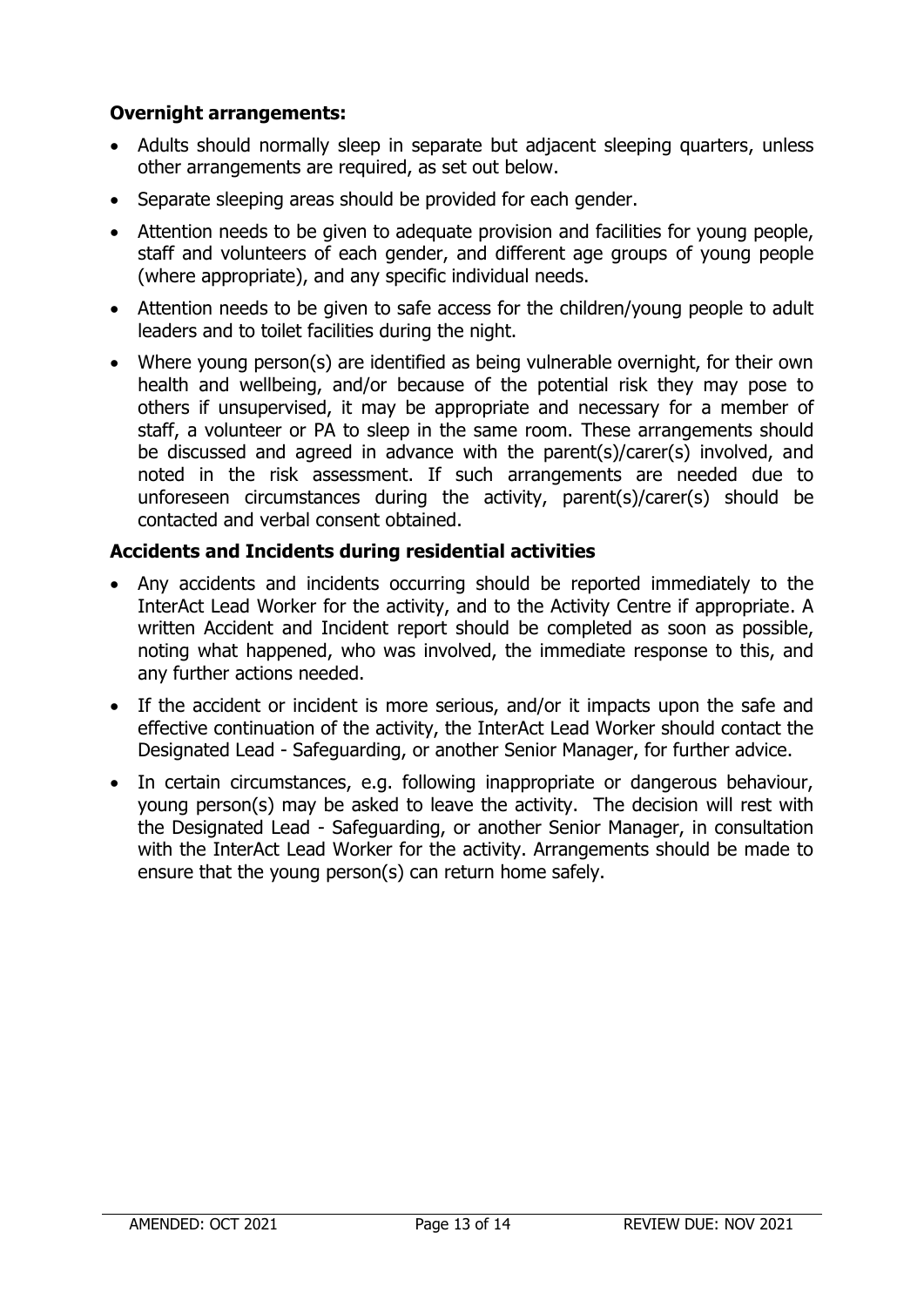**Overnight arrangements:**

- Adults should normally sleep in separate but adjacent sleeping quarters, unless other arrangements are required, as set out below.
- Separate sleeping areas should be provided for each gender.
- Attention needs to be given to adequate provision and facilities for young people, staff and volunteers of each gender, and different age groups of young people (where appropriate), and any specific individual needs.
- Attention needs to be given to safe access for the children/young people to adult leaders and to toilet facilities during the night.
- Where young person(s) are identified as being vulnerable overnight, for their own health and wellbeing, and/or because of the potential risk they may pose to others if unsupervised, it may be appropriate and necessary for a member of staff, a volunteer or PA to sleep in the same room. These arrangements should be discussed and agreed in advance with the parent(s)/carer(s) involved, and noted in the risk assessment. If such arrangements are needed due to unforeseen circumstances during the activity, parent(s)/carer(s) should be contacted and verbal consent obtained.

**Accidents and Incidents during residential activities**

- Any accidents and incidents occurring should be reported immediately to the InterAct Lead Worker for the activity, and to the Activity Centre if appropriate. A written Accident and Incident report should be completed as soon as possible, noting what happened, who was involved, the immediate response to this, and any further actions needed.
- If the accident or incident is more serious, and/or it impacts upon the safe and effective continuation of the activity, the InterAct Lead Worker should contact the Designated Lead - Safeguarding, or another Senior Manager, for further advice.
- In certain circumstances, e.g. following inappropriate or dangerous behaviour, young person(s) may be asked to leave the activity. The decision will rest with the Designated Lead - Safeguarding, or another Senior Manager, in consultation with the InterAct Lead Worker for the activity. Arrangements should be made to ensure that the young person(s) can return home safely.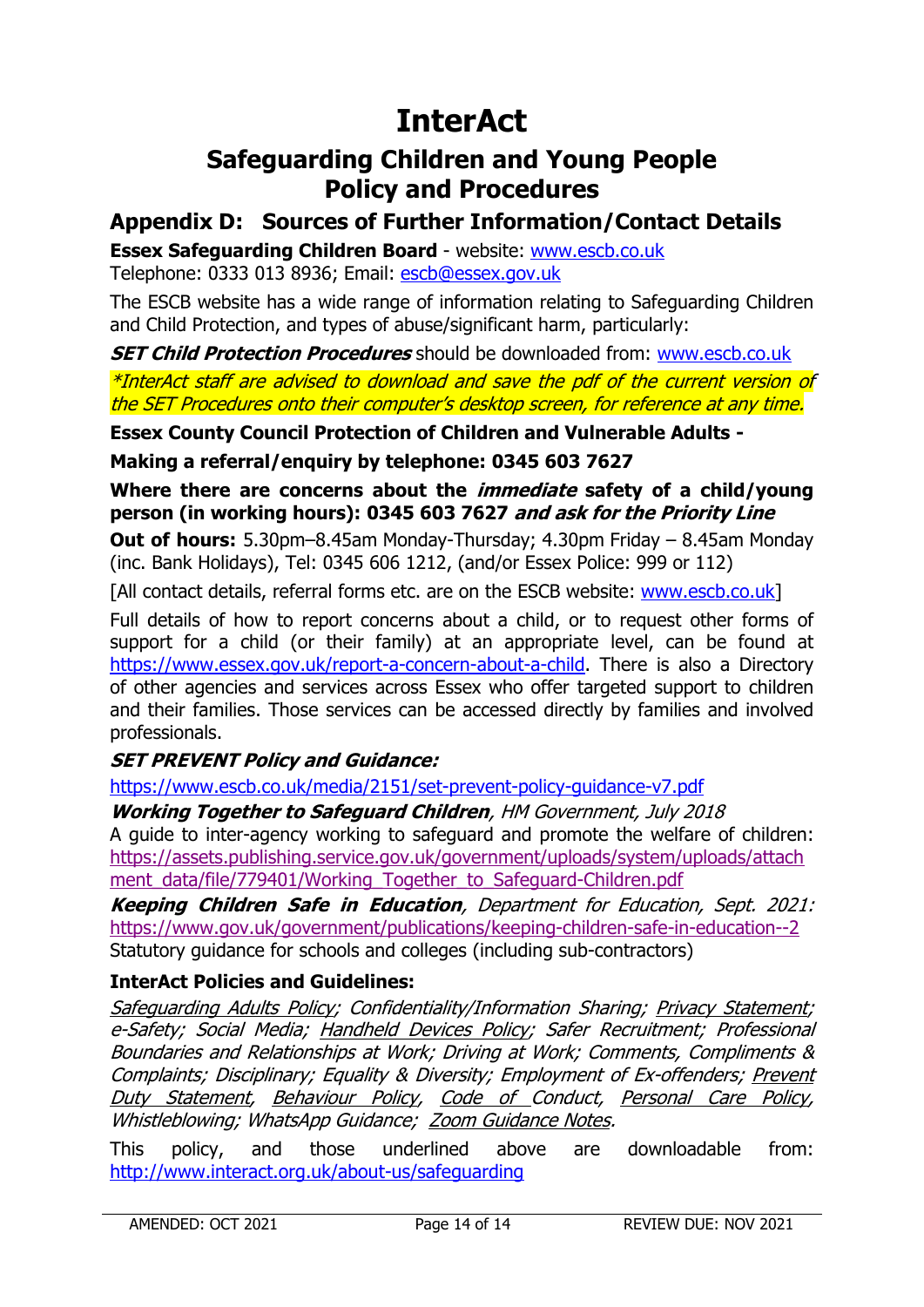# InterAct

## Safeguarding Children and Young People Policy and Procedures

## Appendix D: Sources of Further Information/Contact Details

**Essex Safeguarding Children Board** - website: www.escb.co.uk
Telephone: 0333 013 8936; Email: escb@essex.gov.uk

The ESCB website has a wide range of information relating to Safeguarding Children and Child Protection, and types of abuse/significant harm, particularly:

***SET Child Protection Procedures*** should be downloaded from: www.escb.co.uk

*\*InterAct staff are advised to download and save the pdf of the current version of the SET Procedures onto their computer's desktop screen, for reference at any time.*

**Essex County Council Protection of Children and Vulnerable Adults -**

**Making a referral/enquiry by telephone: 0345 603 7627**

**Where there are concerns about the *immediate* safety of a child/young person (in working hours): 0345 603 7627 *and ask for the Priority Line***

**Out of hours:** 5.30pm–8.45am Monday-Thursday; 4.30pm Friday – 8.45am Monday (inc. Bank Holidays), Tel: 0345 606 1212, (and/or Essex Police: 999 or 112)

[All contact details, referral forms etc. are on the ESCB website: www.escb.co.uk]

Full details of how to report concerns about a child, or to request other forms of support for a child (or their family) at an appropriate level, can be found at https://www.essex.gov.uk/report-a-concern-about-a-child. There is also a Directory of other agencies and services across Essex who offer targeted support to children and their families. Those services can be accessed directly by families and involved professionals.

***SET PREVENT Policy and Guidance:***

https://www.escb.co.uk/media/2151/set-prevent-policy-guidance-v7.pdf

***Working Together to Safeguard Children****, HM Government, July 2018*
A guide to inter-agency working to safeguard and promote the welfare of children: https://assets.publishing.service.gov.uk/government/uploads/system/uploads/attachment_data/file/779401/Working_Together_to_Safeguard-Children.pdf

***Keeping Children Safe in Education****, Department for Education, Sept. 2021:* https://www.gov.uk/government/publications/keeping-children-safe-in-education--2
Statutory guidance for schools and colleges (including sub-contractors)

**InterAct Policies and Guidelines:**

*Safeguarding Adults Policy; Confidentiality/Information Sharing; Privacy Statement; e-Safety; Social Media; Handheld Devices Policy; Safer Recruitment; Professional Boundaries and Relationships at Work; Driving at Work; Comments, Compliments & Complaints; Disciplinary; Equality & Diversity; Employment of Ex-offenders; Prevent Duty Statement, Behaviour Policy, Code of Conduct, Personal Care Policy, Whistleblowing; WhatsApp Guidance; Zoom Guidance Notes.*

This policy, and those underlined above are downloadable from: http://www.interact.org.uk/about-us/safeguarding

AMENDED: OCT 2021 — REVIEW DUE: NOV 2021